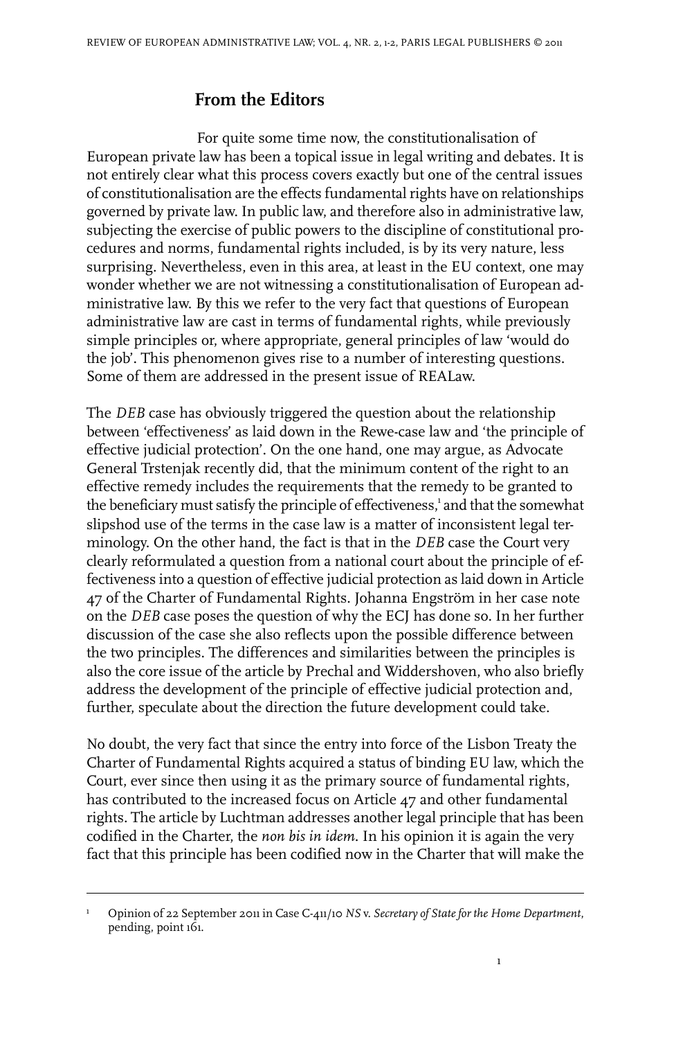## From the Editors

For quite some time now, the constitutionalisation of European private law has been a topical issue in legal writing and debates. It is not entirely clear what this process covers exactly but one of the central issues of constitutionalisation are the effects fundamental rights have on relationships governed by private law. In public law, and therefore also in administrative law, subjecting the exercise of public powers to the discipline of constitutional procedures and norms, fundamental rights included, is by its very nature, less surprising. Nevertheless, even in this area, at least in the EU context, one may wonder whether we are not witnessing a constitutionalisation of European administrative law. By this we refer to the very fact that questions of European administrative law are cast in terms of fundamental rights, while previously simple principles or, where appropriate, general principles of law 'would do the job'. This phenomenon gives rise to a number of interesting questions. Some of them are addressed in the present issue of REALaw.

The *DEB* case has obviously triggered the question about the relationship between 'effectiveness' as laid down in the Rewe-case law and 'the principle of effective judicial protection'. On the one hand, one may argue, as Advocate General Trstenjak recently did, that the minimum content of the right to an effective remedy includes the requirements that the remedy to be granted to the beneficiary must satisfy the principle of effectiveness,[1] and that the somewhat slipshod use of the terms in the case law is a matter of inconsistent legal terminology. On the other hand, the fact is that in the *DEB* case the Court very clearly reformulated a question from a national court about the principle of effectiveness into a question of effective judicial protection as laid down in Article 47 of the Charter of Fundamental Rights. Johanna Engström in her case note on the *DEB* case poses the question of why the ECJ has done so. In her further discussion of the case she also reflects upon the possible difference between the two principles. The differences and similarities between the principles is also the core issue of the article by Prechal and Widdershoven, who also briefly address the development of the principle of effective judicial protection and, further, speculate about the direction the future development could take.

No doubt, the very fact that since the entry into force of the Lisbon Treaty the Charter of Fundamental Rights acquired a status of binding EU law, which the Court, ever since then using it as the primary source of fundamental rights, has contributed to the increased focus on Article 47 and other fundamental rights. The article by Luchtman addresses another legal principle that has been codified in the Charter, the *non bis in idem*. In his opinion it is again the very fact that this principle has been codified now in the Charter that will make the

---

[1] Opinion of 22 September 2011 in Case C-411/10 *NS* v. *Secretary of State for the Home Department*, pending, point 161.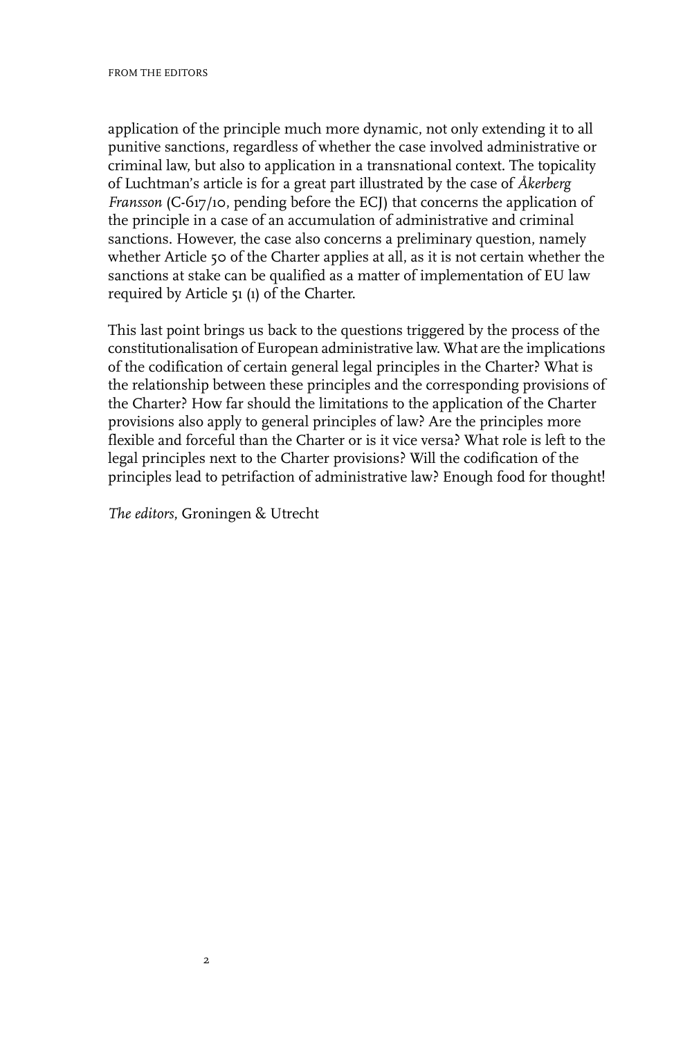application of the principle much more dynamic, not only extending it to all punitive sanctions, regardless of whether the case involved administrative or criminal law, but also to application in a transnational context. The topicality of Luchtman's article is for a great part illustrated by the case of *Åkerberg Fransson* (C-617/10, pending before the ECJ) that concerns the application of the principle in a case of an accumulation of administrative and criminal sanctions. However, the case also concerns a preliminary question, namely whether Article 50 of the Charter applies at all, as it is not certain whether the sanctions at stake can be qualified as a matter of implementation of EU law required by Article 51 (1) of the Charter.

This last point brings us back to the questions triggered by the process of the constitutionalisation of European administrative law. What are the implications of the codification of certain general legal principles in the Charter? What is the relationship between these principles and the corresponding provisions of the Charter? How far should the limitations to the application of the Charter provisions also apply to general principles of law? Are the principles more flexible and forceful than the Charter or is it vice versa? What role is left to the legal principles next to the Charter provisions? Will the codification of the principles lead to petrifaction of administrative law? Enough food for thought!

*The editors*, Groningen & Utrecht